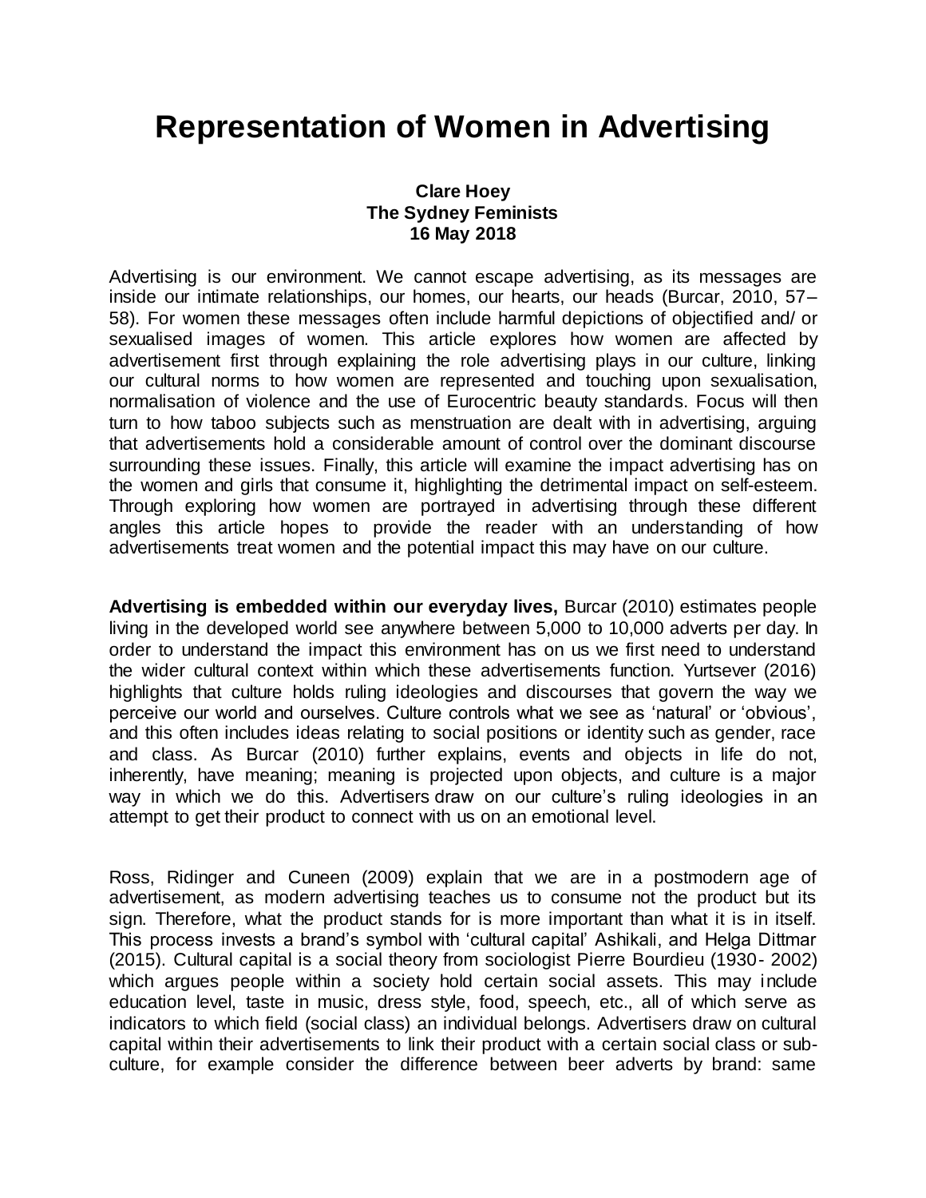# Representation of Women in Advertising

**Clare Hoey**
**The Sydney Feminists**
**16 May 2018**

Advertising is our environment. We cannot escape advertising, as its messages are inside our intimate relationships, our homes, our hearts, our heads (Burcar, 2010, 57–58). For women these messages often include harmful depictions of objectified and/ or sexualised images of women. This article explores how women are affected by advertisement first through explaining the role advertising plays in our culture, linking our cultural norms to how women are represented and touching upon sexualisation, normalisation of violence and the use of Eurocentric beauty standards. Focus will then turn to how taboo subjects such as menstruation are dealt with in advertising, arguing that advertisements hold a considerable amount of control over the dominant discourse surrounding these issues. Finally, this article will examine the impact advertising has on the women and girls that consume it, highlighting the detrimental impact on self-esteem. Through exploring how women are portrayed in advertising through these different angles this article hopes to provide the reader with an understanding of how advertisements treat women and the potential impact this may have on our culture.

**Advertising is embedded within our everyday lives,** Burcar (2010) estimates people living in the developed world see anywhere between 5,000 to 10,000 adverts per day. In order to understand the impact this environment has on us we first need to understand the wider cultural context within which these advertisements function. Yurtsever (2016) highlights that culture holds ruling ideologies and discourses that govern the way we perceive our world and ourselves. Culture controls what we see as 'natural' or 'obvious', and this often includes ideas relating to social positions or identity such as gender, race and class. As Burcar (2010) further explains, events and objects in life do not, inherently, have meaning; meaning is projected upon objects, and culture is a major way in which we do this. Advertisers draw on our culture's ruling ideologies in an attempt to get their product to connect with us on an emotional level.

Ross, Ridinger and Cuneen (2009) explain that we are in a postmodern age of advertisement, as modern advertising teaches us to consume not the product but its sign. Therefore, what the product stands for is more important than what it is in itself. This process invests a brand's symbol with 'cultural capital' Ashikali, and Helga Dittmar (2015). Cultural capital is a social theory from sociologist Pierre Bourdieu (1930- 2002) which argues people within a society hold certain social assets. This may include education level, taste in music, dress style, food, speech, etc., all of which serve as indicators to which field (social class) an individual belongs. Advertisers draw on cultural capital within their advertisements to link their product with a certain social class or sub-culture, for example consider the difference between beer adverts by brand: same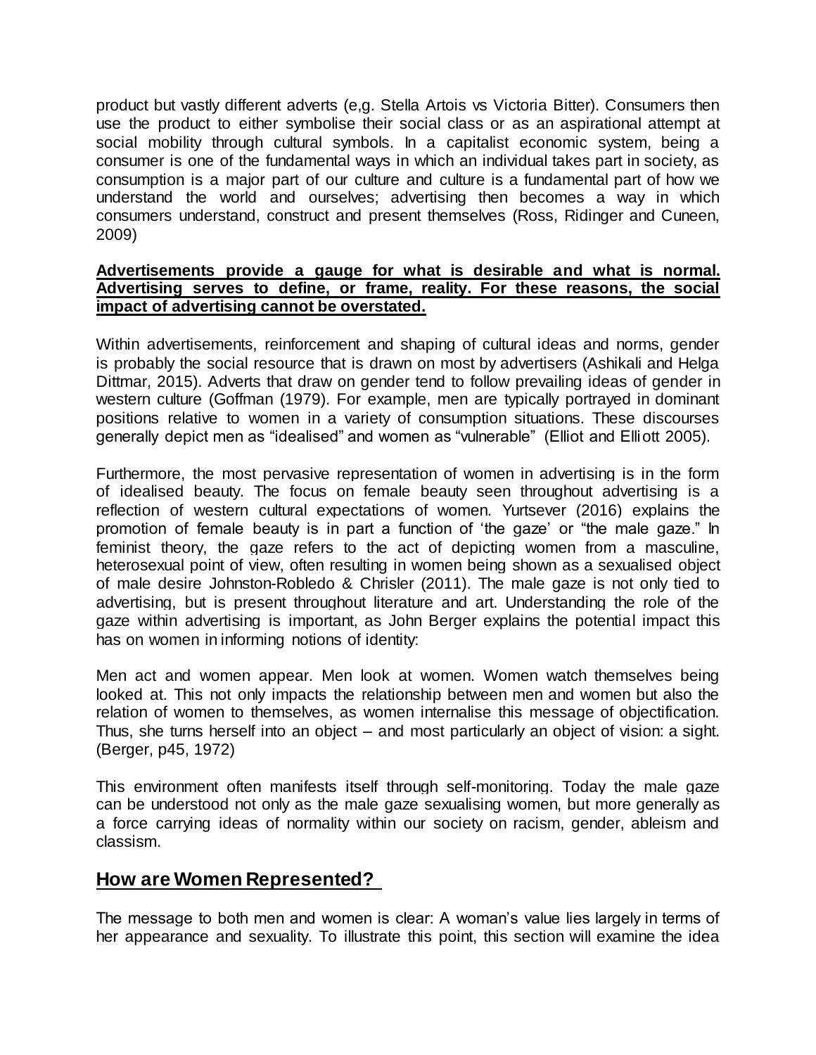product but vastly different adverts (e,g. Stella Artois vs Victoria Bitter). Consumers then use the product to either symbolise their social class or as an aspirational attempt at social mobility through cultural symbols. In a capitalist economic system, being a consumer is one of the fundamental ways in which an individual takes part in society, as consumption is a major part of our culture and culture is a fundamental part of how we understand the world and ourselves; advertising then becomes a way in which consumers understand, construct and present themselves (Ross, Ridinger and Cuneen, 2009)

**Advertisements provide a gauge for what is desirable and what is normal. Advertising serves to define, or frame, reality. For these reasons, the social impact of advertising cannot be overstated.**

Within advertisements, reinforcement and shaping of cultural ideas and norms, gender is probably the social resource that is drawn on most by advertisers (Ashikali and Helga Dittmar, 2015). Adverts that draw on gender tend to follow prevailing ideas of gender in western culture (Goffman (1979). For example, men are typically portrayed in dominant positions relative to women in a variety of consumption situations. These discourses generally depict men as "idealised" and women as "vulnerable" (Elliot and Elliott 2005).

Furthermore, the most pervasive representation of women in advertising is in the form of idealised beauty. The focus on female beauty seen throughout advertising is a reflection of western cultural expectations of women. Yurtsever (2016) explains the promotion of female beauty is in part a function of 'the gaze' or "the male gaze." In feminist theory, the gaze refers to the act of depicting women from a masculine, heterosexual point of view, often resulting in women being shown as a sexualised object of male desire Johnston-Robledo & Chrisler (2011). The male gaze is not only tied to advertising, but is present throughout literature and art. Understanding the role of the gaze within advertising is important, as John Berger explains the potential impact this has on women in informing notions of identity:

Men act and women appear. Men look at women. Women watch themselves being looked at. This not only impacts the relationship between men and women but also the relation of women to themselves, as women internalise this message of objectification. Thus, she turns herself into an object – and most particularly an object of vision: a sight. (Berger, p45, 1972)

This environment often manifests itself through self-monitoring. Today the male gaze can be understood not only as the male gaze sexualising women, but more generally as a force carrying ideas of normality within our society on racism, gender, ableism and classism.

## How are Women Represented?

The message to both men and women is clear: A woman's value lies largely in terms of her appearance and sexuality. To illustrate this point, this section will examine the idea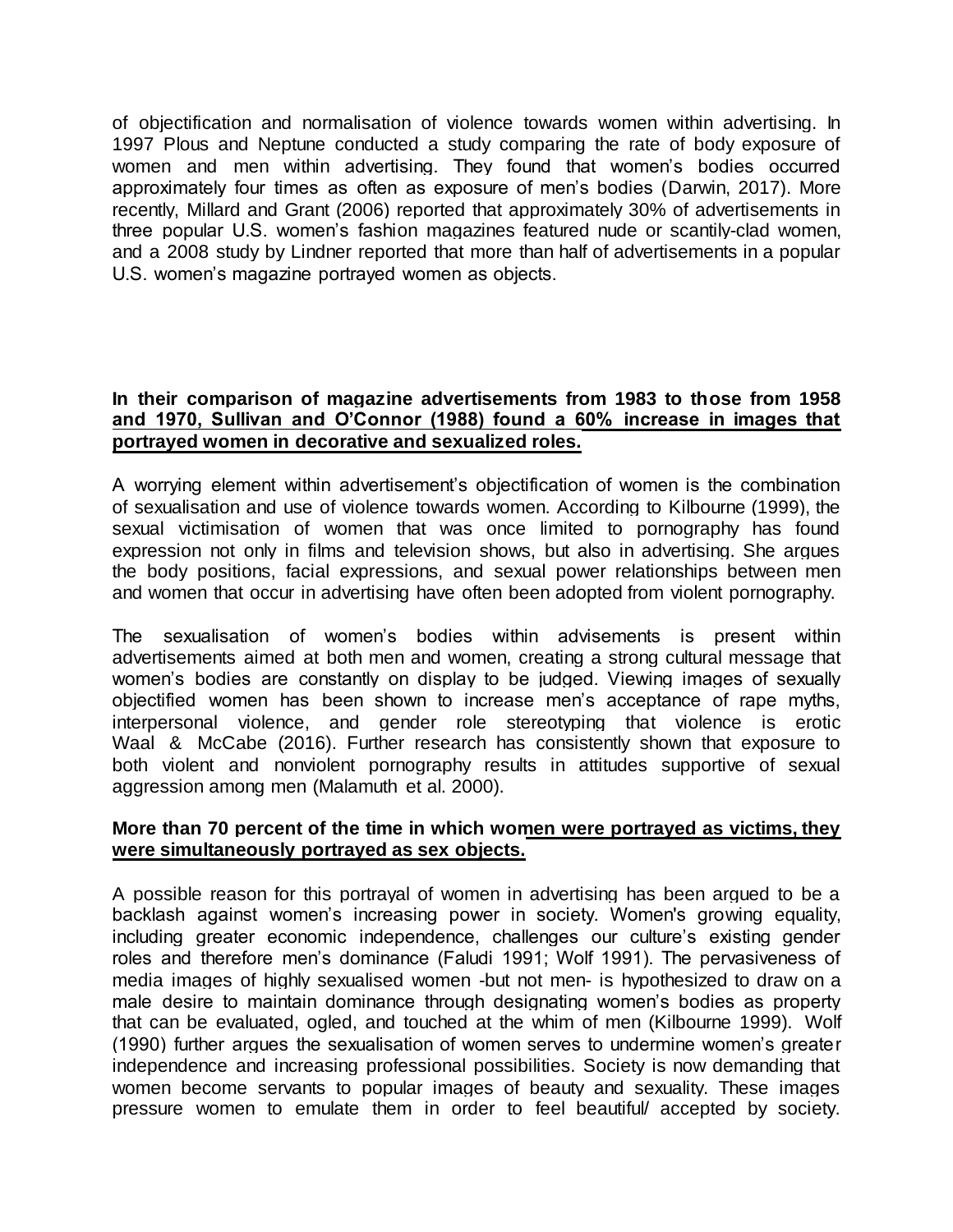of objectification and normalisation of violence towards women within advertising. In 1997 Plous and Neptune conducted a study comparing the rate of body exposure of women and men within advertising. They found that women's bodies occurred approximately four times as often as exposure of men's bodies (Darwin, 2017). More recently, Millard and Grant (2006) reported that approximately 30% of advertisements in three popular U.S. women's fashion magazines featured nude or scantily-clad women, and a 2008 study by Lindner reported that more than half of advertisements in a popular U.S. women's magazine portrayed women as objects.

**In their comparison of magazine advertisements from 1983 to those from 1958 and 1970, Sullivan and O'Connor (1988) found a 60% increase in images that portrayed women in decorative and sexualized roles.**

A worrying element within advertisement's objectification of women is the combination of sexualisation and use of violence towards women. According to Kilbourne (1999), the sexual victimisation of women that was once limited to pornography has found expression not only in films and television shows, but also in advertising. She argues the body positions, facial expressions, and sexual power relationships between men and women that occur in advertising have often been adopted from violent pornography.

The sexualisation of women's bodies within advisements is present within advertisements aimed at both men and women, creating a strong cultural message that women's bodies are constantly on display to be judged. Viewing images of sexually objectified women has been shown to increase men's acceptance of rape myths, interpersonal violence, and gender role stereotyping that violence is erotic Waal & McCabe (2016). Further research has consistently shown that exposure to both violent and nonviolent pornography results in attitudes supportive of sexual aggression among men (Malamuth et al. 2000).

**More than 70 percent of the time in which women were portrayed as victims, they were simultaneously portrayed as sex objects.**

A possible reason for this portrayal of women in advertising has been argued to be a backlash against women's increasing power in society. Women's growing equality, including greater economic independence, challenges our culture's existing gender roles and therefore men's dominance (Faludi 1991; Wolf 1991). The pervasiveness of media images of highly sexualised women -but not men- is hypothesized to draw on a male desire to maintain dominance through designating women's bodies as property that can be evaluated, ogled, and touched at the whim of men (Kilbourne 1999). Wolf (1990) further argues the sexualisation of women serves to undermine women's greater independence and increasing professional possibilities. Society is now demanding that women become servants to popular images of beauty and sexuality. These images pressure women to emulate them in order to feel beautiful/ accepted by society.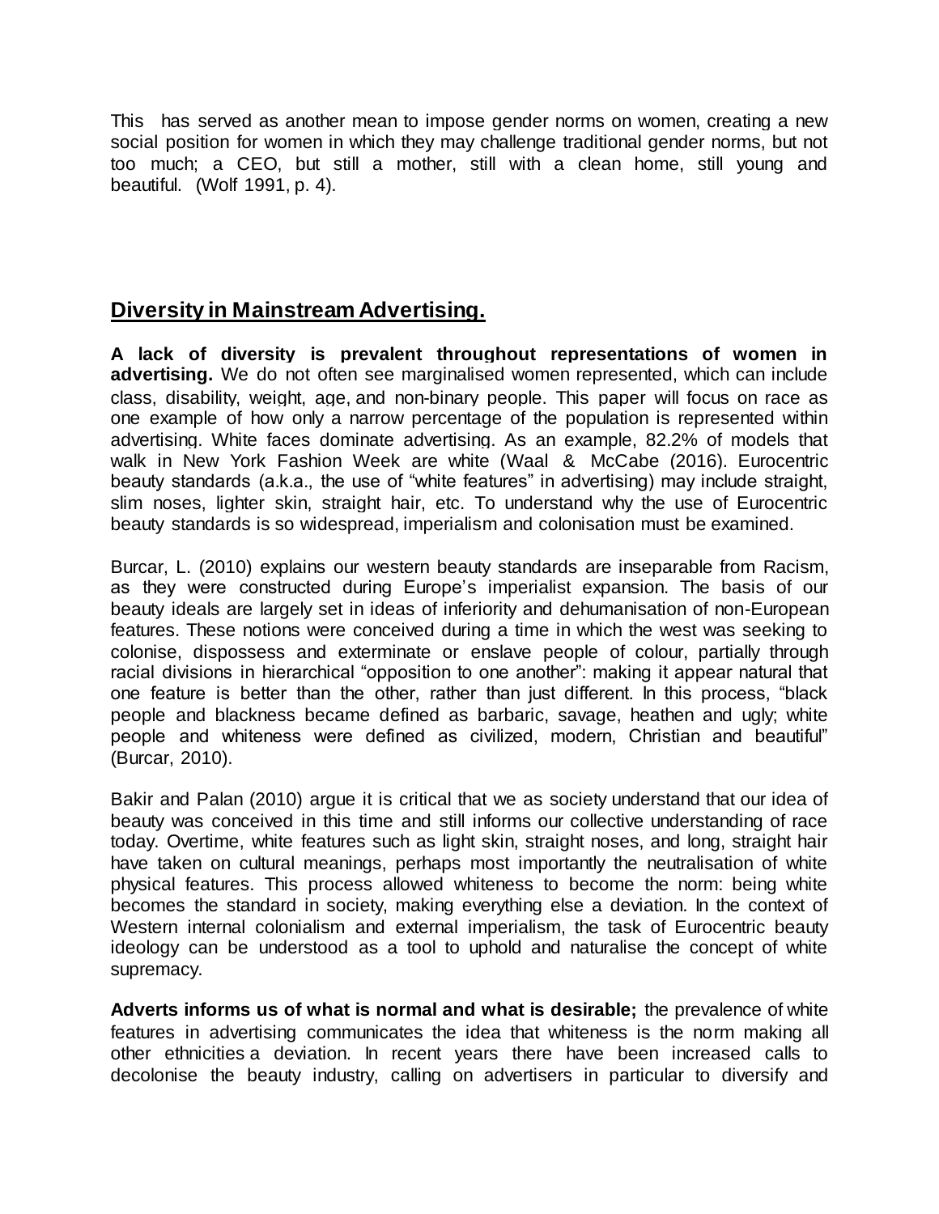This has served as another mean to impose gender norms on women, creating a new social position for women in which they may challenge traditional gender norms, but not too much; a CEO, but still a mother, still with a clean home, still young and beautiful. (Wolf 1991, p. 4).

## Diversity in Mainstream Advertising.

**A lack of diversity is prevalent throughout representations of women in advertising.** We do not often see marginalised women represented, which can include class, disability, weight, age, and non-binary people. This paper will focus on race as one example of how only a narrow percentage of the population is represented within advertising. White faces dominate advertising. As an example, 82.2% of models that walk in New York Fashion Week are white (Waal & McCabe (2016). Eurocentric beauty standards (a.k.a., the use of "white features" in advertising) may include straight, slim noses, lighter skin, straight hair, etc. To understand why the use of Eurocentric beauty standards is so widespread, imperialism and colonisation must be examined.

Burcar, L. (2010) explains our western beauty standards are inseparable from Racism, as they were constructed during Europe's imperialist expansion. The basis of our beauty ideals are largely set in ideas of inferiority and dehumanisation of non-European features. These notions were conceived during a time in which the west was seeking to colonise, dispossess and exterminate or enslave people of colour, partially through racial divisions in hierarchical "opposition to one another": making it appear natural that one feature is better than the other, rather than just different. In this process, "black people and blackness became defined as barbaric, savage, heathen and ugly; white people and whiteness were defined as civilized, modern, Christian and beautiful" (Burcar, 2010).

Bakir and Palan (2010) argue it is critical that we as society understand that our idea of beauty was conceived in this time and still informs our collective understanding of race today. Overtime, white features such as light skin, straight noses, and long, straight hair have taken on cultural meanings, perhaps most importantly the neutralisation of white physical features. This process allowed whiteness to become the norm: being white becomes the standard in society, making everything else a deviation. In the context of Western internal colonialism and external imperialism, the task of Eurocentric beauty ideology can be understood as a tool to uphold and naturalise the concept of white supremacy.

**Adverts informs us of what is normal and what is desirable;** the prevalence of white features in advertising communicates the idea that whiteness is the norm making all other ethnicities a deviation. In recent years there have been increased calls to decolonise the beauty industry, calling on advertisers in particular to diversify and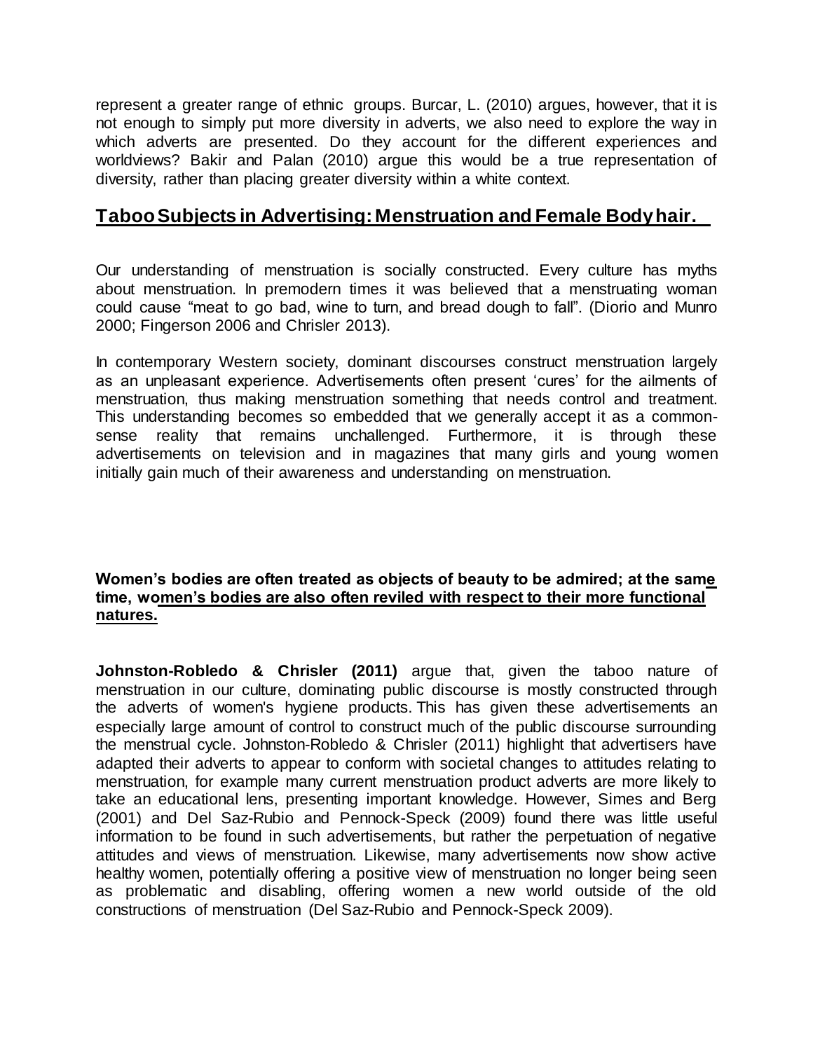represent a greater range of ethnic groups. Burcar, L. (2010) argues, however, that it is not enough to simply put more diversity in adverts, we also need to explore the way in which adverts are presented. Do they account for the different experiences and worldviews? Bakir and Palan (2010) argue this would be a true representation of diversity, rather than placing greater diversity within a white context.

## Taboo Subjects in Advertising: Menstruation and Female Body hair.

Our understanding of menstruation is socially constructed. Every culture has myths about menstruation. In premodern times it was believed that a menstruating woman could cause "meat to go bad, wine to turn, and bread dough to fall". (Diorio and Munro 2000; Fingerson 2006 and Chrisler 2013).

In contemporary Western society, dominant discourses construct menstruation largely as an unpleasant experience. Advertisements often present 'cures' for the ailments of menstruation, thus making menstruation something that needs control and treatment. This understanding becomes so embedded that we generally accept it as a common-sense reality that remains unchallenged. Furthermore, it is through these advertisements on television and in magazines that many girls and young women initially gain much of their awareness and understanding on menstruation.

**Women's bodies are often treated as objects of beauty to be admired; at the same time, women's bodies are also often reviled with respect to their more functional natures.**

**Johnston-Robledo & Chrisler (2011)** argue that, given the taboo nature of menstruation in our culture, dominating public discourse is mostly constructed through the adverts of women's hygiene products. This has given these advertisements an especially large amount of control to construct much of the public discourse surrounding the menstrual cycle. Johnston-Robledo & Chrisler (2011) highlight that advertisers have adapted their adverts to appear to conform with societal changes to attitudes relating to menstruation, for example many current menstruation product adverts are more likely to take an educational lens, presenting important knowledge. However, Simes and Berg (2001) and Del Saz-Rubio and Pennock-Speck (2009) found there was little useful information to be found in such advertisements, but rather the perpetuation of negative attitudes and views of menstruation. Likewise, many advertisements now show active healthy women, potentially offering a positive view of menstruation no longer being seen as problematic and disabling, offering women a new world outside of the old constructions of menstruation (Del Saz-Rubio and Pennock-Speck 2009).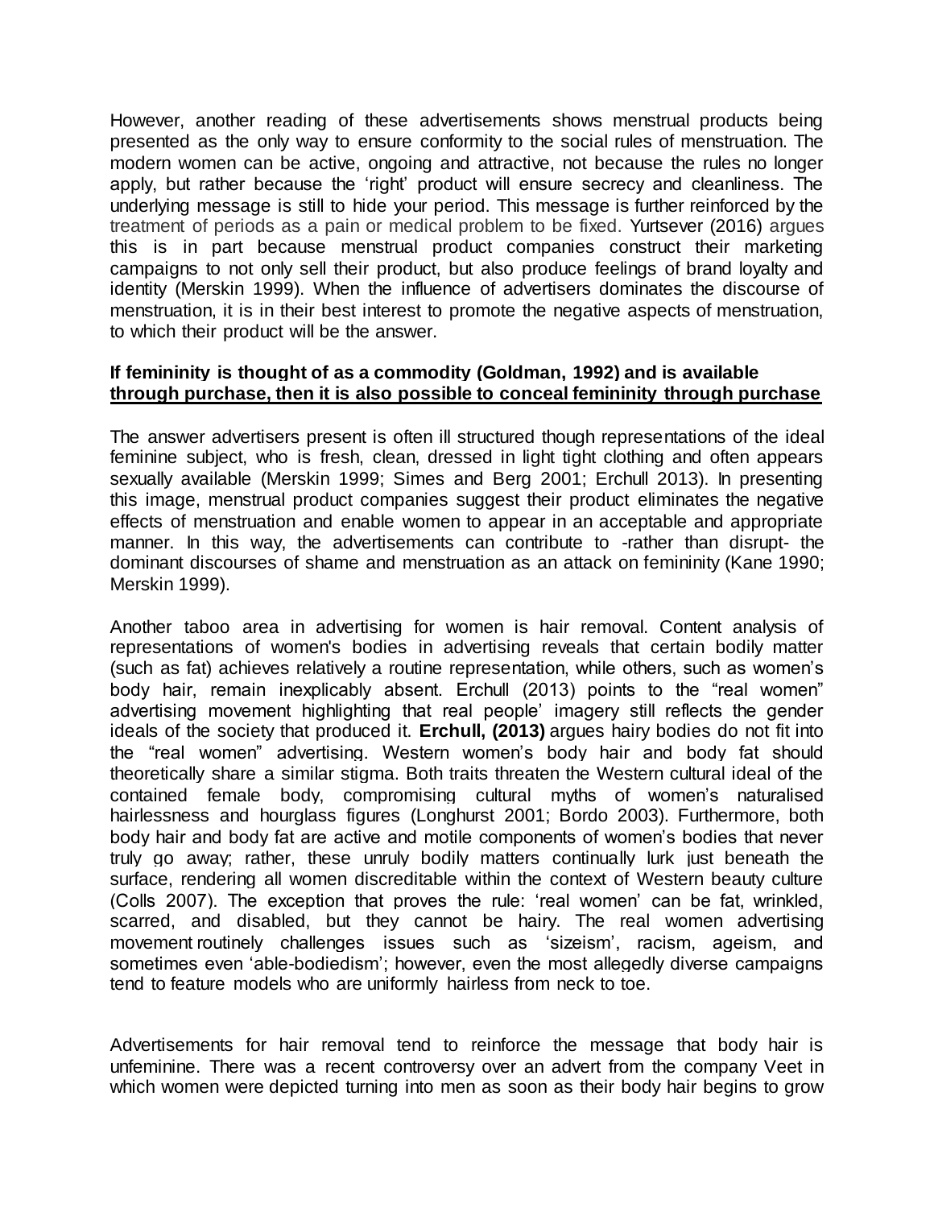However, another reading of these advertisements shows menstrual products being presented as the only way to ensure conformity to the social rules of menstruation. The modern women can be active, ongoing and attractive, not because the rules no longer apply, but rather because the 'right' product will ensure secrecy and cleanliness. The underlying message is still to hide your period. This message is further reinforced by the treatment of periods as a pain or medical problem to be fixed. Yurtsever (2016) argues this is in part because menstrual product companies construct their marketing campaigns to not only sell their product, but also produce feelings of brand loyalty and identity (Merskin 1999). When the influence of advertisers dominates the discourse of menstruation, it is in their best interest to promote the negative aspects of menstruation, to which their product will be the answer.

**If femininity is thought of as a commodity (Goldman, 1992) and is available <u>through purchase, then it is also possible to conceal femininity through purchase</u>**

The answer advertisers present is often ill structured though representations of the ideal feminine subject, who is fresh, clean, dressed in light tight clothing and often appears sexually available (Merskin 1999; Simes and Berg 2001; Erchull 2013). In presenting this image, menstrual product companies suggest their product eliminates the negative effects of menstruation and enable women to appear in an acceptable and appropriate manner. In this way, the advertisements can contribute to -rather than disrupt- the dominant discourses of shame and menstruation as an attack on femininity (Kane 1990; Merskin 1999).

Another taboo area in advertising for women is hair removal. Content analysis of representations of women's bodies in advertising reveals that certain bodily matter (such as fat) achieves relatively a routine representation, while others, such as women's body hair, remain inexplicably absent. Erchull (2013) points to the "real women" advertising movement highlighting that real people' imagery still reflects the gender ideals of the society that produced it. **Erchull, (2013)** argues hairy bodies do not fit into the "real women" advertising. Western women's body hair and body fat should theoretically share a similar stigma. Both traits threaten the Western cultural ideal of the contained female body, compromising cultural myths of women's naturalised hairlessness and hourglass figures (Longhurst 2001; Bordo 2003). Furthermore, both body hair and body fat are active and motile components of women's bodies that never truly go away; rather, these unruly bodily matters continually lurk just beneath the surface, rendering all women discreditable within the context of Western beauty culture (Colls 2007). The exception that proves the rule: 'real women' can be fat, wrinkled, scarred, and disabled, but they cannot be hairy. The real women advertising movement routinely challenges issues such as 'sizeism', racism, ageism, and sometimes even 'able-bodiedism'; however, even the most allegedly diverse campaigns tend to feature models who are uniformly hairless from neck to toe.

Advertisements for hair removal tend to reinforce the message that body hair is unfeminine. There was a recent controversy over an advert from the company Veet in which women were depicted turning into men as soon as their body hair begins to grow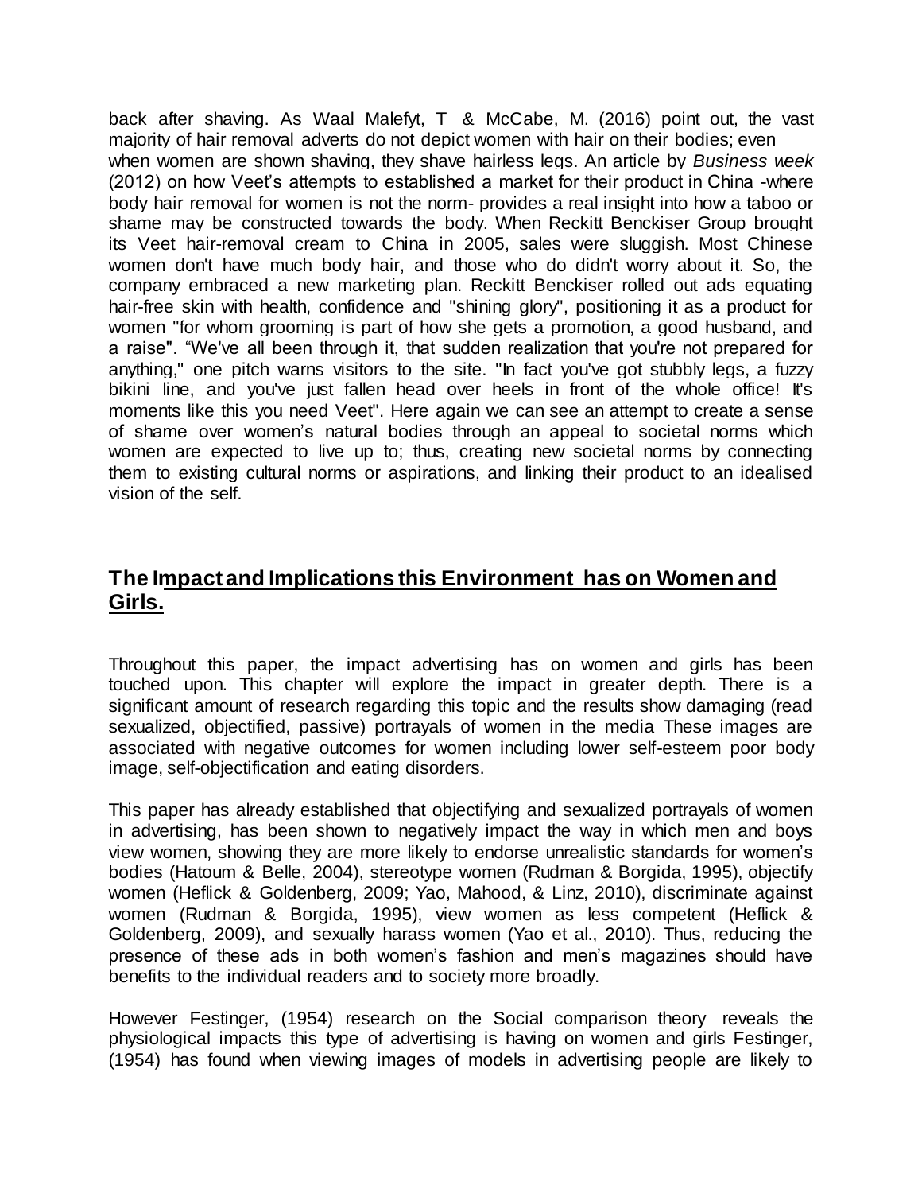back after shaving. As Waal Malefyt, T & McCabe, M. (2016) point out, the vast majority of hair removal adverts do not depict women with hair on their bodies; even when women are shown shaving, they shave hairless legs. An article by *Business week* (2012) on how Veet's attempts to established a market for their product in China -where body hair removal for women is not the norm- provides a real insight into how a taboo or shame may be constructed towards the body. When Reckitt Benckiser Group brought its Veet hair-removal cream to China in 2005, sales were sluggish. Most Chinese women don't have much body hair, and those who do didn't worry about it. So, the company embraced a new marketing plan. Reckitt Benckiser rolled out ads equating hair-free skin with health, confidence and "shining glory", positioning it as a product for women "for whom grooming is part of how she gets a promotion, a good husband, and a raise". "We've all been through it, that sudden realization that you're not prepared for anything," one pitch warns visitors to the site. "In fact you've got stubbly legs, a fuzzy bikini line, and you've just fallen head over heels in front of the whole office! It's moments like this you need Veet". Here again we can see an attempt to create a sense of shame over women's natural bodies through an appeal to societal norms which women are expected to live up to; thus, creating new societal norms by connecting them to existing cultural norms or aspirations, and linking their product to an idealised vision of the self.

## The Impact and Implications this Environment has on Women and Girls.

Throughout this paper, the impact advertising has on women and girls has been touched upon. This chapter will explore the impact in greater depth. There is a significant amount of research regarding this topic and the results show damaging (read sexualized, objectified, passive) portrayals of women in the media These images are associated with negative outcomes for women including lower self-esteem poor body image, self-objectification and eating disorders.

This paper has already established that objectifying and sexualized portrayals of women in advertising, has been shown to negatively impact the way in which men and boys view women, showing they are more likely to endorse unrealistic standards for women's bodies (Hatoum & Belle, 2004), stereotype women (Rudman & Borgida, 1995), objectify women (Heflick & Goldenberg, 2009; Yao, Mahood, & Linz, 2010), discriminate against women (Rudman & Borgida, 1995), view women as less competent (Heflick & Goldenberg, 2009), and sexually harass women (Yao et al., 2010). Thus, reducing the presence of these ads in both women's fashion and men's magazines should have benefits to the individual readers and to society more broadly.

However Festinger, (1954) research on the Social comparison theory reveals the physiological impacts this type of advertising is having on women and girls Festinger, (1954) has found when viewing images of models in advertising people are likely to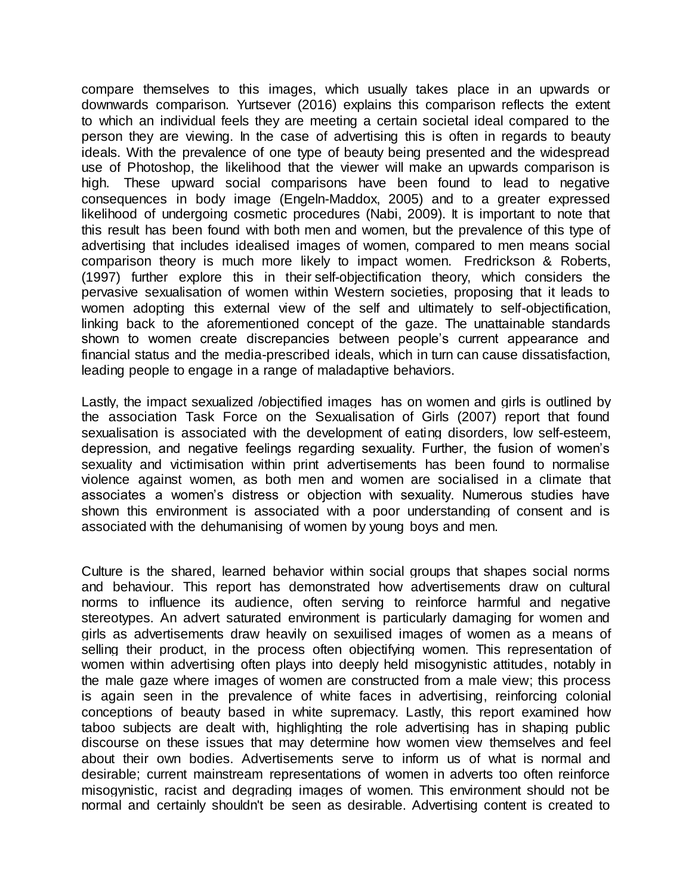compare themselves to this images, which usually takes place in an upwards or downwards comparison. Yurtsever (2016) explains this comparison reflects the extent to which an individual feels they are meeting a certain societal ideal compared to the person they are viewing. In the case of advertising this is often in regards to beauty ideals. With the prevalence of one type of beauty being presented and the widespread use of Photoshop, the likelihood that the viewer will make an upwards comparison is high. These upward social comparisons have been found to lead to negative consequences in body image (Engeln-Maddox, 2005) and to a greater expressed likelihood of undergoing cosmetic procedures (Nabi, 2009). It is important to note that this result has been found with both men and women, but the prevalence of this type of advertising that includes idealised images of women, compared to men means social comparison theory is much more likely to impact women. Fredrickson & Roberts, (1997) further explore this in their self-objectification theory, which considers the pervasive sexualisation of women within Western societies, proposing that it leads to women adopting this external view of the self and ultimately to self-objectification, linking back to the aforementioned concept of the gaze. The unattainable standards shown to women create discrepancies between people's current appearance and financial status and the media-prescribed ideals, which in turn can cause dissatisfaction, leading people to engage in a range of maladaptive behaviors.

Lastly, the impact sexualized /objectified images has on women and girls is outlined by the association Task Force on the Sexualisation of Girls (2007) report that found sexualisation is associated with the development of eating disorders, low self-esteem, depression, and negative feelings regarding sexuality. Further, the fusion of women's sexuality and victimisation within print advertisements has been found to normalise violence against women, as both men and women are socialised in a climate that associates a women's distress or objection with sexuality. Numerous studies have shown this environment is associated with a poor understanding of consent and is associated with the dehumanising of women by young boys and men.

Culture is the shared, learned behavior within social groups that shapes social norms and behaviour. This report has demonstrated how advertisements draw on cultural norms to influence its audience, often serving to reinforce harmful and negative stereotypes. An advert saturated environment is particularly damaging for women and girls as advertisements draw heavily on sexuilised images of women as a means of selling their product, in the process often objectifying women. This representation of women within advertising often plays into deeply held misogynistic attitudes, notably in the male gaze where images of women are constructed from a male view; this process is again seen in the prevalence of white faces in advertising, reinforcing colonial conceptions of beauty based in white supremacy. Lastly, this report examined how taboo subjects are dealt with, highlighting the role advertising has in shaping public discourse on these issues that may determine how women view themselves and feel about their own bodies. Advertisements serve to inform us of what is normal and desirable; current mainstream representations of women in adverts too often reinforce misogynistic, racist and degrading images of women. This environment should not be normal and certainly shouldn't be seen as desirable. Advertising content is created to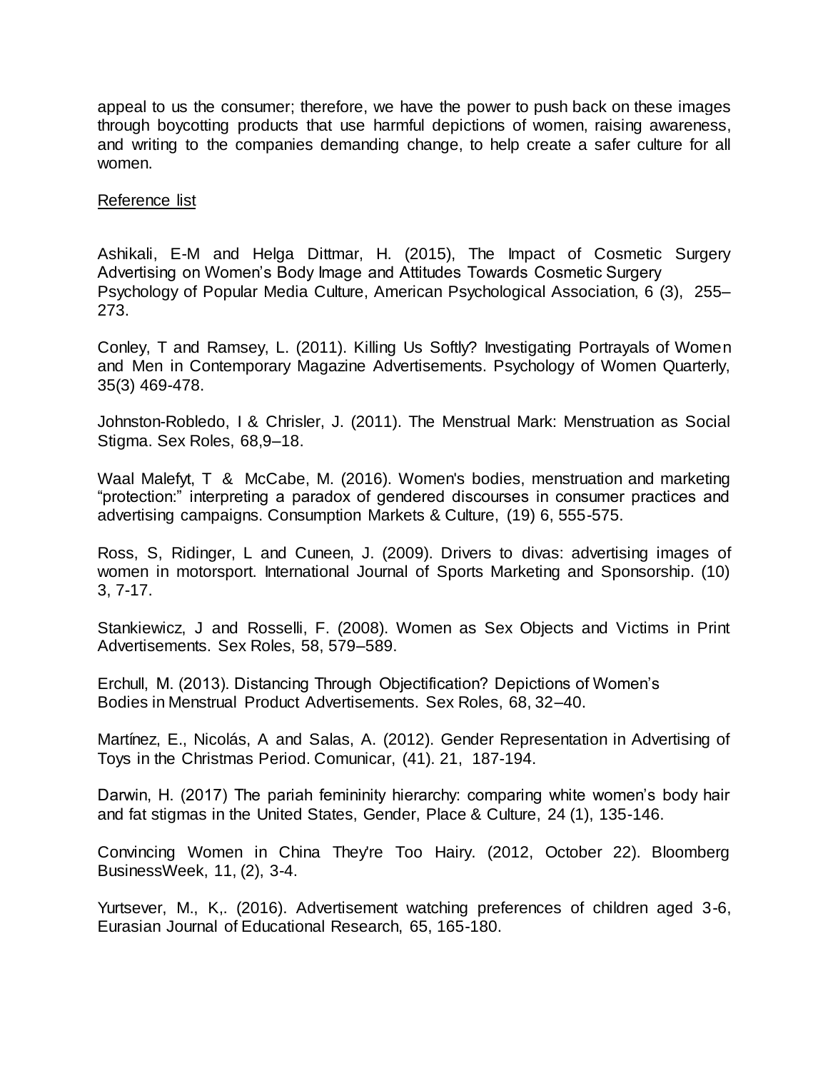appeal to us the consumer; therefore, we have the power to push back on these images through boycotting products that use harmful depictions of women, raising awareness, and writing to the companies demanding change, to help create a safer culture for all women.

Reference list

Ashikali, E-M and Helga Dittmar, H. (2015), The Impact of Cosmetic Surgery Advertising on Women's Body Image and Attitudes Towards Cosmetic Surgery Psychology of Popular Media Culture, American Psychological Association, 6 (3), 255–273.

Conley, T and Ramsey, L. (2011). Killing Us Softly? Investigating Portrayals of Women and Men in Contemporary Magazine Advertisements. Psychology of Women Quarterly, 35(3) 469-478.

Johnston-Robledo, I & Chrisler, J. (2011). The Menstrual Mark: Menstruation as Social Stigma. Sex Roles, 68,9–18.

Waal Malefyt, T & McCabe, M. (2016). Women's bodies, menstruation and marketing "protection:" interpreting a paradox of gendered discourses in consumer practices and advertising campaigns. Consumption Markets & Culture, (19) 6, 555-575.

Ross, S, Ridinger, L and Cuneen, J. (2009). Drivers to divas: advertising images of women in motorsport. International Journal of Sports Marketing and Sponsorship. (10) 3, 7-17.

Stankiewicz, J and Rosselli, F. (2008). Women as Sex Objects and Victims in Print Advertisements. Sex Roles, 58, 579–589.

Erchull, M. (2013). Distancing Through Objectification? Depictions of Women's Bodies in Menstrual Product Advertisements. Sex Roles, 68, 32–40.

Martínez, E., Nicolás, A and Salas, A. (2012). Gender Representation in Advertising of Toys in the Christmas Period. Comunicar, (41). 21, 187-194.

Darwin, H. (2017) The pariah femininity hierarchy: comparing white women's body hair and fat stigmas in the United States, Gender, Place & Culture, 24 (1), 135-146.

Convincing Women in China They're Too Hairy. (2012, October 22). Bloomberg BusinessWeek, 11, (2), 3-4.

Yurtsever, M., K,. (2016). Advertisement watching preferences of children aged 3-6, Eurasian Journal of Educational Research, 65, 165-180.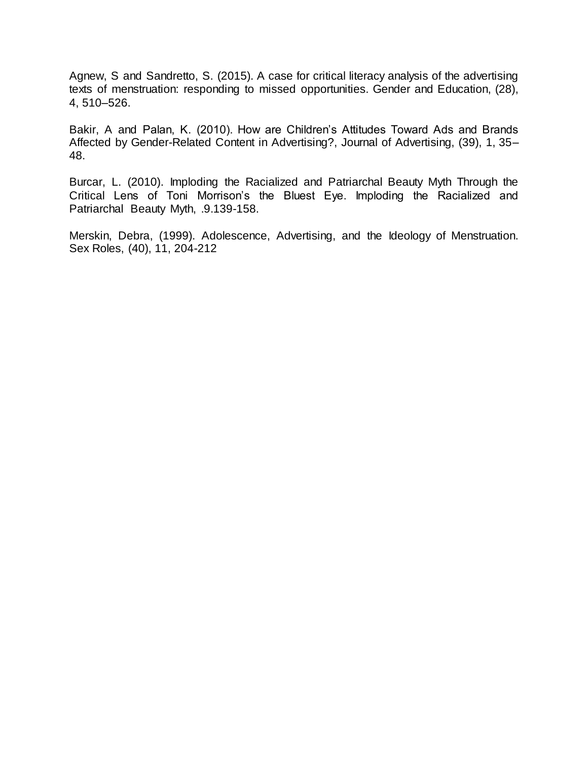Agnew, S and Sandretto, S. (2015). A case for critical literacy analysis of the advertising texts of menstruation: responding to missed opportunities. Gender and Education, (28), 4, 510–526.

Bakir, A and Palan, K. (2010). How are Children's Attitudes Toward Ads and Brands Affected by Gender-Related Content in Advertising?, Journal of Advertising, (39), 1, 35–48.

Burcar, L. (2010). Imploding the Racialized and Patriarchal Beauty Myth Through the Critical Lens of Toni Morrison's the Bluest Eye. Imploding the Racialized and Patriarchal Beauty Myth, .9.139-158.

Merskin, Debra, (1999). Adolescence, Advertising, and the Ideology of Menstruation. Sex Roles, (40), 11, 204-212